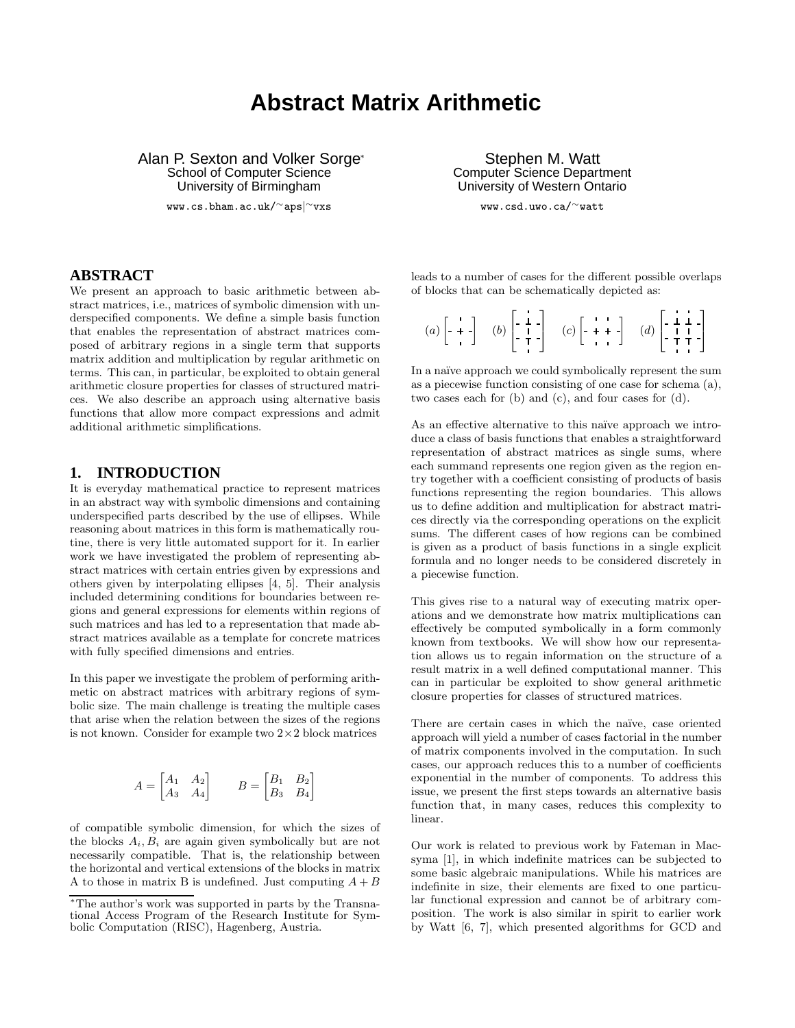# Abstract Matrix Arithmetic

Alan P. Sexton and Volker Sorge*
School of Computer Science
University of Birmingham
www.cs.bham.ac.uk/~aps|~vxs

Stephen M. Watt
Computer Science Department
University of Western Ontario
www.csd.uwo.ca/~watt

## ABSTRACT

We present an approach to basic arithmetic between abstract matrices, i.e., matrices of symbolic dimension with underspecified components. We define a simple basis function that enables the representation of abstract matrices composed of arbitrary regions in a single term that supports matrix addition and multiplication by regular arithmetic on terms. This can, in particular, be exploited to obtain general arithmetic closure properties for classes of structured matrices. We also describe an approach using alternative basis functions that allow more compact expressions and admit additional arithmetic simplifications.

## 1. INTRODUCTION

It is everyday mathematical practice to represent matrices in an abstract way with symbolic dimensions and containing underspecified parts described by the use of ellipses. While reasoning about matrices in this form is mathematically routine, there is very little automated support for it. In earlier work we have investigated the problem of representing abstract matrices with certain entries given by expressions and others given by interpolating ellipses [4, 5]. Their analysis included determining conditions for boundaries between regions and general expressions for elements within regions of such matrices and has led to a representation that made abstract matrices available as a template for concrete matrices with fully specified dimensions and entries.

In this paper we investigate the problem of performing arithmetic on abstract matrices with arbitrary regions of symbolic size. The main challenge is treating the multiple cases that arise when the relation between the sizes of the regions is not known. Consider for example two $2\times2$ block matrices

$$A = \begin{bmatrix} A_1 & A_2 \\ A_3 & A_4 \end{bmatrix} \qquad B = \begin{bmatrix} B_1 & B_2 \\ B_3 & B_4 \end{bmatrix}$$

of compatible symbolic dimension, for which the sizes of the blocks $A_i, B_i$ are again given symbolically but are not necessarily compatible. That is, the relationship between the horizontal and vertical extensions of the blocks in matrix A to those in matrix B is undefined. Just computing $A + B$ leads to a number of cases for the different possible overlaps of blocks that can be schematically depicted as:

(a) (b) (c) (d)

In a naïve approach we could symbolically represent the sum as a piecewise function consisting of one case for schema (a), two cases each for (b) and (c), and four cases for (d).

As an effective alternative to this naïve approach we introduce a class of basis functions that enables a straightforward representation of abstract matrices as single sums, where each summand represents one region given as the region entry together with a coefficient consisting of products of basis functions representing the region boundaries. This allows us to define addition and multiplication for abstract matrices directly via the corresponding operations on the explicit sums. The different cases of how regions can be combined is given as a product of basis functions in a single explicit formula and no longer needs to be considered discretely in a piecewise function.

This gives rise to a natural way of executing matrix operations and we demonstrate how matrix multiplications can effectively be computed symbolically in a form commonly known from textbooks. We will show how our representation allows us to regain information on the structure of a result matrix in a well defined computational manner. This can in particular be exploited to show general arithmetic closure properties for classes of structured matrices.

There are certain cases in which the naïve, case oriented approach will yield a number of cases factorial in the number of matrix components involved in the computation. In such cases, our approach reduces this to a number of coefficients exponential in the number of components. To address this issue, we present the first steps towards an alternative basis function that, in many cases, reduces this complexity to linear.

Our work is related to previous work by Fateman in Macsyma [1], in which indefinite matrices can be subjected to some basic algebraic manipulations. While his matrices are indefinite in size, their elements are fixed to one particular functional expression and cannot be of arbitrary composition. The work is also similar in spirit to earlier work by Watt [6, 7], which presented algorithms for GCD and

*The author's work was supported in parts by the Transnational Access Program of the Research Institute for Symbolic Computation (RISC), Hagenberg, Austria.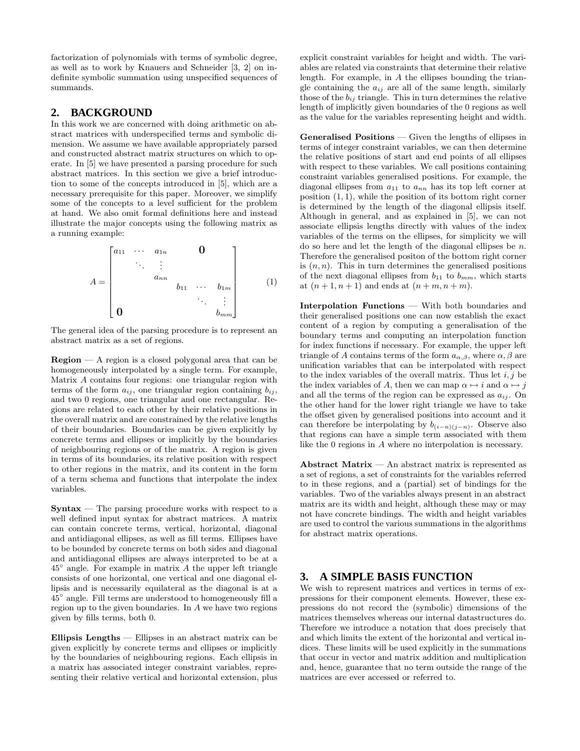factorization of polynomials with terms of symbolic degree, as well as to work by Knauers and Schneider [3, 2] on indefinite symbolic summation using unspecified sequences of summands.

## 2. BACKGROUND

In this work we are concerned with doing arithmetic on abstract matrices with underspecified terms and symbolic dimension. We assume we have available appropriately parsed and constructed abstract matrix structures on which to operate. In [5] we have presented a parsing procedure for such abstract matrices. In this section we give a brief introduction to some of the concepts introduced in [5], which are a necessary prerequisite for this paper. Moreover, we simplify some of the concepts to a level sufficient for the problem at hand. We also omit formal definitions here and instead illustrate the major concepts using the following matrix as a running example:

$$A = \begin{bmatrix} a_{11} & \cdots & a_{1n} & & \mathbf{0} & \\ & \ddots & \vdots & & & \\ & & a_{nn} & & & \\ & & & b_{11} & \cdots & b_{1m} \\ & & & & \ddots & \vdots \\ \mathbf{0} & & & & & b_{mm} \end{bmatrix} \tag{1}$$

The general idea of the parsing procedure is to represent an abstract matrix as a set of regions.

**Region** — A region is a closed polygonal area that can be homogeneously interpolated by a single term. For example, Matrix $A$ contains four regions: one triangular region with terms of the form $a_{ij}$, one triangular region containing $b_{ij}$, and two 0 regions, one triangular and one rectangular. Regions are related to each other by their relative positions in the overall matrix and are constrained by the relative lengths of their boundaries. Boundaries can be given explicitly by concrete terms and ellipses or implicitly by the boundaries of neighbouring regions or of the matrix. A region is given in terms of its boundaries, its relative position with respect to other regions in the matrix, and its content in the form of a term schema and functions that interpolate the index variables.

**Syntax** — The parsing procedure works with respect to a well defined input syntax for abstract matrices. A matrix can contain concrete terms, vertical, horizontal, diagonal and antidiagonal ellipses, as well as fill terms. Ellipses have to be bounded by concrete terms on both sides and diagonal and antidiagonal ellipses are always interpreted to be at a 45° angle. For example in matrix $A$ the upper left triangle consists of one horizontal, one vertical and one diagonal ellipsis and is necessarily equilateral as the diagonal is at a 45° angle. Fill terms are understood to homogeneously fill a region up to the given boundaries. In $A$ we have two regions given by fills terms, both 0.

**Ellipsis Lengths** — Ellipses in an abstract matrix can be given explicitly by concrete terms and ellipses or implicitly by the boundaries of neighbouring regions. Each ellipsis in a matrix has associated integer constraint variables, representing their relative vertical and horizontal extension, plus explicit constraint variables for height and width. The variables are related via constraints that determine their relative length. For example, in $A$ the ellipses bounding the triangle containing the $a_{ij}$ are all of the same length, similarly those of the $b_{ij}$ triangle. This in turn determines the relative length of implicitly given boundaries of the 0 regions as well as the value for the variables representing height and width.

**Generalised Positions** — Given the lengths of ellipses in terms of integer constraint variables, we can then determine the relative positions of start and end points of all ellipses with respect to these variables. We call positions containing constraint variables generalised positions. For example, the diagonal ellipses from $a_{11}$ to $a_{nn}$ has its top left corner at position $(1, 1)$, while the position of its bottom right corner is determined by the length of the diagonal ellipsis itself. Although in general, and as explained in [5], we can not associate ellipsis lengths directly with values of the index variables of the terms on the ellipses, for simplicity we will do so here and let the length of the diagonal ellipses be $n$. Therefore the generalised positon of the bottom right corner is $(n, n)$. This in turn determines the generalised positions of the next diagonal ellipses from $b_{11}$ to $b_{mm}$, which starts at $(n + 1, n + 1)$ and ends at $(n + m, n + m)$.

**Interpolation Functions** — With both boundaries and their generalised positions one can now establish the exact content of a region by computing a generalisation of the boundary terms and computing an interpolation function for index functions if necessary. For example, the upper left triangle of $A$ contains terms of the form $a_{\alpha,\beta}$, where $\alpha, \beta$ are unification variables that can be interpolated with respect to the index variables of the overall matrix. Thus let $i, j$ be the index variables of $A$, then we can map $\alpha \mapsto i$ and $\alpha \mapsto j$ and all the terms of the region can be expressed as $a_{ij}$. On the other hand for the lower right triangle we have to take the offset given by generalised positions into account and it can therefore be interpolating by $b_{(i-n)(j-n)}$. Observe also that regions can have a simple term associated with them like the 0 regions in $A$ where no interpolation is necessary.

**Abstract Matrix** — An abstract matrix is represented as a set of regions, a set of constraints for the variables referred to in these regions, and a (partial) set of bindings for the variables. Two of the variables always present in an abstract matrix are its width and height, although these may or may not have concrete bindings. The width and height variables are used to control the various summations in the algorithms for abstract matrix operations.

## 3. A SIMPLE BASIS FUNCTION

We wish to represent matrices and vertices in terms of expressions for their component elements. However, these expressions do not record the (symbolic) dimensions of the matrices themselves whereas our internal datastructures do. Therefore we introduce a notation that does precisely that and which limits the extent of the horizontal and vertical indices. These limits will be used explicitly in the summations that occur in vector and matrix addition and multiplication and, hence, guarantee that no term outside the range of the matrices are ever accessed or referred to.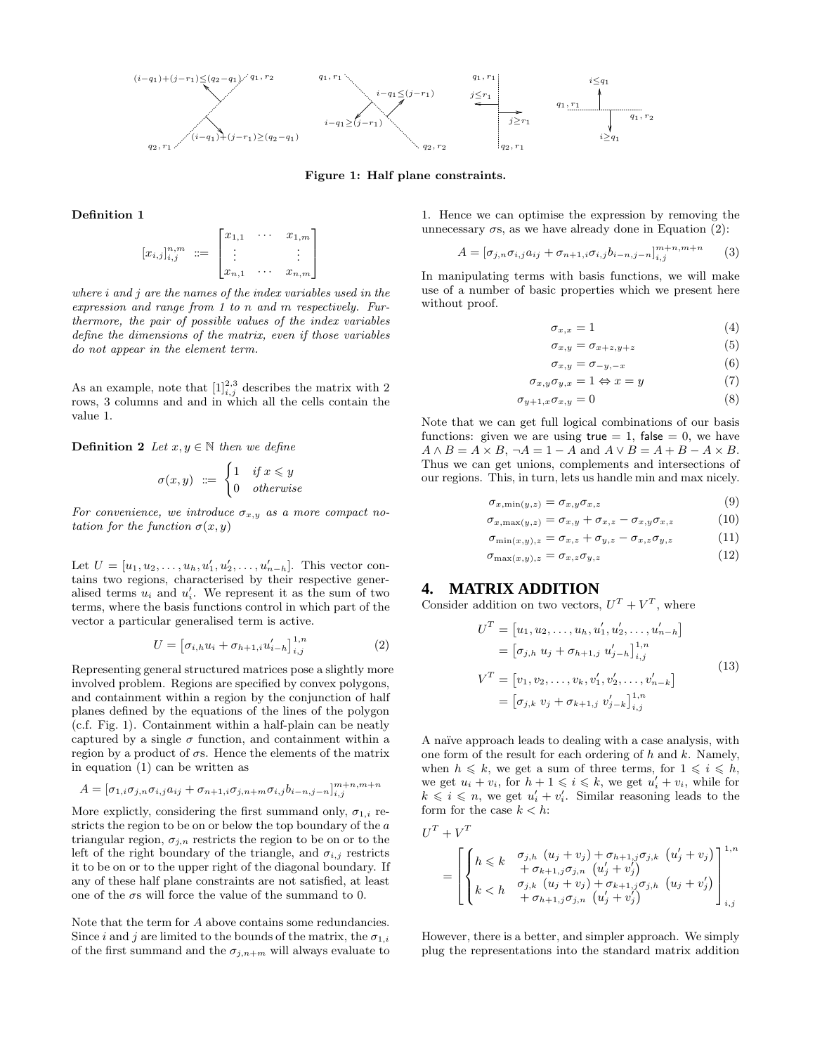Figure 1: Half plane constraints.

**Definition 1**

$$[x_{i,j}]_{i,j}^{n,m} ::= \begin{bmatrix} x_{1,1} & \cdots & x_{1,m} \\ \vdots & & \vdots \\ x_{n,1} & \cdots & x_{n,m} \end{bmatrix}$$

*where $i$ and $j$ are the names of the index variables used in the expression and range from 1 to $n$ and $m$ respectively. Furthermore, the pair of possible values of the index variables define the dimensions of the matrix, even if those variables do not appear in the element term.*

As an example, note that $[1]_{i,j}^{2,3}$ describes the matrix with 2 rows, 3 columns and and in which all the cells contain the value 1.

**Definition 2** *Let $x, y \in \mathbb{N}$ then we define*

$$\sigma(x,y) ::= \begin{cases} 1 & \text{if } x \leqslant y \\ 0 & \text{otherwise} \end{cases}$$

*For convenience, we introduce $\sigma_{x,y}$ as a more compact notation for the function $\sigma(x,y)$*

Let $U = [u_1, u_2, \ldots, u_h, u'_1, u'_2, \ldots, u'_{n-h}]$. This vector contains two regions, characterised by their respective generalised terms $u_i$ and $u'_i$. We represent it as the sum of two terms, where the basis functions control in which part of the vector a particular generalised term is active.

$$U = \left[\sigma_{i,h} u_i + \sigma_{h+1,i} u'_{i-h}\right]_{i,j}^{1,n} \tag{2}$$

Representing general structured matrices pose a slightly more involved problem. Regions are specified by convex polygons, and containment within a region by the conjunction of half planes defined by the equations of the lines of the polygon (c.f. Fig. 1). Containment within a half-plain can be neatly captured by a single $\sigma$ function, and containment within a region by a product of $\sigma$s. Hence the elements of the matrix in equation (1) can be written as

$$A = [\sigma_{1,i}\sigma_{j,n}\sigma_{i,j}a_{ij} + \sigma_{n+1,i}\sigma_{j,n+m}\sigma_{i,j}b_{i-n,j-n}]_{i,j}^{m+n,m+n}$$

More explictly, considering the first summand only, $\sigma_{1,i}$ restricts the region to be on or below the top boundary of the $a$ triangular region, $\sigma_{j,n}$ restricts the region to be on or to the left of the right boundary of the triangle, and $\sigma_{i,j}$ restricts it to be on or to the upper right of the diagonal boundary. If any of these half plane constraints are not satisfied, at least one of the $\sigma$s will force the value of the summand to 0.

Note that the term for $A$ above contains some redundancies. Since $i$ and $j$ are limited to the bounds of the matrix, the $\sigma_{1,i}$ of the first summand and the $\sigma_{j,n+m}$ will always evaluate to 1. Hence we can optimise the expression by removing the unnecessary $\sigma$s, as we have already done in Equation (2):

$$A = [\sigma_{j,n}\sigma_{i,j}a_{ij} + \sigma_{n+1,i}\sigma_{i,j}b_{i-n,j-n}]_{i,j}^{m+n,m+n} \tag{3}$$

In manipulating terms with basis functions, we will make use of a number of basic properties which we present here without proof.

$$\sigma_{x,x} = 1 \tag{4}$$
$$\sigma_{x,y} = \sigma_{x+z,y+z} \tag{5}$$
$$\sigma_{x,y} = \sigma_{-y,-x} \tag{6}$$
$$\sigma_{x,y}\sigma_{y,x} = 1 \Leftrightarrow x = y \tag{7}$$
$$\sigma_{y+1,x}\sigma_{x,y} = 0 \tag{8}$$

Note that we can get full logical combinations of our basis functions: given we are using $\mathsf{true} = 1$, $\mathsf{false} = 0$, we have $A \wedge B = A \times B$, $\neg A = 1 - A$ and $A \vee B = A + B - A \times B$. Thus we can get unions, complements and intersections of our regions. This, in turn, lets us handle min and max nicely.

$$\sigma_{x,\min(y,z)} = \sigma_{x,y}\sigma_{x,z} \tag{9}$$
$$\sigma_{x,\max(y,z)} = \sigma_{x,y} + \sigma_{x,z} - \sigma_{x,y}\sigma_{x,z} \tag{10}$$
$$\sigma_{\min(x,y),z} = \sigma_{x,z} + \sigma_{y,z} - \sigma_{x,z}\sigma_{y,z} \tag{11}$$
$$\sigma_{\max(x,y),z} = \sigma_{x,z}\sigma_{y,z} \tag{12}$$

# 4. MATRIX ADDITION

Consider addition on two vectors, $U^T + V^T$, where

$$\begin{aligned} U^T &= \left[u_1, u_2, \ldots, u_h, u'_1, u'_2, \ldots, u'_{n-h}\right] \\ &= \left[\sigma_{j,h}\ u_j + \sigma_{h+1,j}\ u'_{j-h}\right]_{i,j}^{1,n} \\ V^T &= \left[v_1, v_2, \ldots, v_k, v'_1, v'_2, \ldots, v'_{n-k}\right] \\ &= \left[\sigma_{j,k}\ v_j + \sigma_{k+1,j}\ v'_{j-k}\right]_{i,j}^{1,n} \end{aligned} \tag{13}$$

A naïve approach leads to dealing with a case analysis, with one form of the result for each ordering of $h$ and $k$. Namely, when $h \leqslant k$, we get a sum of three terms, for $1 \leqslant i \leqslant h$, we get $u_i + v_i$, for $h + 1 \leqslant i \leqslant k$, we get $u'_i + v_i$, while for $k \leqslant i \leqslant n$, we get $u'_i + v'_i$. Similar reasoning leads to the form for the case $k < h$:

$$U^T + V^T$$
$$= \left[\begin{cases} h \leqslant k & \sigma_{j,h}\ (u_j + v_j) + \sigma_{h+1,j}\sigma_{j,k}\ (u'_j + v_j) \\ & + \sigma_{k+1,j}\sigma_{j,n}\ (u'_j + v'_j) \\ k < h & \sigma_{j,k}\ (u_j + v_j) + \sigma_{k+1,j}\sigma_{j,h}\ (u_j + v'_j) \\ & + \sigma_{h+1,j}\sigma_{j,n}\ (u'_j + v'_j) \end{cases}\right]_{i,j}^{1,n}$$

However, there is a better, and simpler approach. We simply plug the representations into the standard matrix addition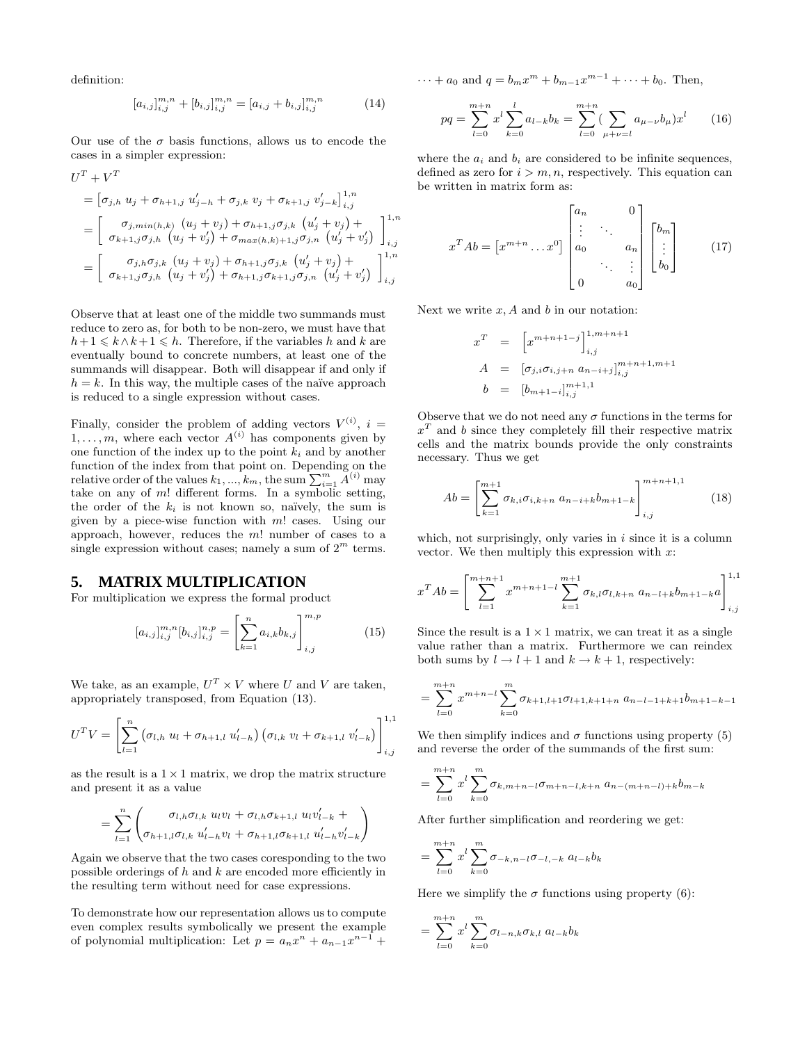definition:

$$[a_{i,j}]_{i,j}^{m,n} + [b_{i,j}]_{i,j}^{m,n} = [a_{i,j} + b_{i,j}]_{i,j}^{m,n} \tag{14}$$

Our use of the $\sigma$ basis functions, allows us to encode the cases in a simpler expression:

$$\begin{aligned}
&U^T + V^T \\
&= \left[\sigma_{j,h}\ u_j + \sigma_{h+1,j}\ u'_{j-h} + \sigma_{j,k}\ v_j + \sigma_{k+1,j}\ v'_{j-k}\right]_{i,j}^{1,n} \\
&= \left[\begin{array}{c} \sigma_{j,min(h,k)}\ (u_j + v_j) + \sigma_{h+1,j}\sigma_{j,k}\ (u'_j + v_j) + \\ \sigma_{k+1,j}\sigma_{j,h}\ (u_j + v'_j) + \sigma_{max(h,k)+1,j}\sigma_{j,n}\ (u'_j + v'_j) \end{array}\right]_{i,j}^{1,n} \\
&= \left[\begin{array}{c} \sigma_{j,h}\sigma_{j,k}\ (u_j + v_j) + \sigma_{h+1,j}\sigma_{j,k}\ (u'_j + v_j) + \\ \sigma_{k+1,j}\sigma_{j,h}\ (u_j + v'_j) + \sigma_{h+1,j}\sigma_{k+1,j}\sigma_{j,n}\ (u'_j + v'_j) \end{array}\right]_{i,j}^{1,n}
\end{aligned}$$

Observe that at least one of the middle two summands must reduce to zero as, for both to be non-zero, we must have that $h+1 \leqslant k \wedge k+1 \leqslant h$. Therefore, if the variables $h$ and $k$ are eventually bound to concrete numbers, at least one of the summands will disappear. Both will disappear if and only if $h = k$. In this way, the multiple cases of the naïve approach is reduced to a single expression without cases.

Finally, consider the problem of adding vectors $V^{(i)}$, $i = 1, \ldots, m$, where each vector $A^{(i)}$ has components given by one function of the index up to the point $k_i$ and by another function of the index from that point on. Depending on the relative order of the values $k_1, \ldots, k_m$, the sum $\sum_{i=1}^m A^{(i)}$ may take on any of $m!$ different forms. In a symbolic setting, the order of the $k_i$ is not known so, naïvely, the sum is given by a piece-wise function with $m!$ cases. Using our approach, however, reduces the $m!$ number of cases to a single expression without cases; namely a sum of $2^m$ terms.

## 5. MATRIX MULTIPLICATION

For multiplication we express the formal product

$$[a_{i,j}]_{i,j}^{m,n}[b_{i,j}]_{i,j}^{n,p} = \left[\sum_{k=1}^{n} a_{i,k}b_{k,j}\right]_{i,j}^{m,p} \tag{15}$$

We take, as an example, $U^T \times V$ where $U$ and $V$ are taken, appropriately transposed, from Equation (13).

$$U^T V = \left[\sum_{l=1}^{n} \left(\sigma_{l,h}\ u_l + \sigma_{h+1,l}\ u'_{l-h}\right)\left(\sigma_{l,k}\ v_l + \sigma_{k+1,l}\ v'_{l-k}\right)\right]_{i,j}^{1,1}$$

as the result is a $1 \times 1$ matrix, we drop the matrix structure and present it as a value

$$= \sum_{l=1}^{n} \left(\begin{array}{c} \sigma_{l,h}\sigma_{l,k}\ u_l v_l + \sigma_{l,h}\sigma_{k+1,l}\ u_l v'_{l-k} + \\ \sigma_{h+1,l}\sigma_{l,k}\ u'_{l-h} v_l + \sigma_{h+1,l}\sigma_{k+1,l}\ u'_{l-h} v'_{l-k} \end{array}\right)$$

Again we observe that the two cases coresponding to the two possible orderings of $h$ and $k$ are encoded more efficiently in the resulting term without need for case expressions.

To demonstrate how our representation allows us to compute even complex results symbolically we present the example of polynomial multiplication: Let $p = a_n x^n + a_{n-1}x^{n-1} + \cdots + a_0$ and $q = b_m x^m + b_{m-1}x^{m-1} + \cdots + b_0$. Then,

$$pq = \sum_{l=0}^{m+n} x^l \sum_{k=0}^{l} a_{l-k}b_k = \sum_{l=0}^{m+n} (\sum_{\mu+\nu=l} a_{\mu-\nu}b_\mu)x^l \tag{16}$$

where the $a_i$ and $b_i$ are considered to be infinite sequences, defined as zero for $i > m, n$, respectively. This equation can be written in matrix form as:

$$x^T A b = \begin{bmatrix} x^{m+n} \ldots x^0 \end{bmatrix} \begin{bmatrix} a_n & & 0 \\ \vdots & \ddots & \\ a_0 & & a_n \\ & \ddots & \vdots \\ 0 & & a_0 \end{bmatrix} \begin{bmatrix} b_m \\ \vdots \\ b_0 \end{bmatrix} \tag{17}$$

Next we write $x, A$ and $b$ in our notation:

$$\begin{aligned}
x^T &= \left[x^{m+n+1-j}\right]_{i,j}^{1,m+n+1} \\
A &= \left[\sigma_{j,i}\sigma_{i,j+n}\ a_{n-i+j}\right]_{i,j}^{m+n+1,m+1} \\
b &= \left[b_{m+1-i}\right]_{i,j}^{m+1,1}
\end{aligned}$$

Observe that we do not need any $\sigma$ functions in the terms for $x^T$ and $b$ since they completely fill their respective matrix cells and the matrix bounds provide the only constraints necessary. Thus we get

$$Ab = \left[\sum_{k=1}^{m+1} \sigma_{k,i}\sigma_{i,k+n}\ a_{n-i+k}b_{m+1-k}\right]_{i,j}^{m+n+1,1} \tag{18}$$

which, not surprisingly, only varies in $i$ since it is a column vector. We then multiply this expression with $x$:

$$x^T Ab = \left[\sum_{l=1}^{m+n+1} x^{m+n+1-l} \sum_{k=1}^{m+1} \sigma_{k,l}\sigma_{l,k+n}\ a_{n-l+k}b_{m+1-k}a\right]_{i,j}^{1,1}$$

Since the result is a $1 \times 1$ matrix, we can treat it as a single value rather than a matrix. Furthermore we can reindex both sums by $l \to l+1$ and $k \to k+1$, respectively:

$$= \sum_{l=0}^{m+n} x^{m+n-l} \sum_{k=0}^{m} \sigma_{k+1,l+1}\sigma_{l+1,k+1+n}\ a_{n-l-1+k+1}b_{m+1-k-1}$$

We then simplify indices and $\sigma$ functions using property (5) and reverse the order of the summands of the first sum:

$$= \sum_{l=0}^{m+n} x^l \sum_{k=0}^{m} \sigma_{k,m+n-l}\sigma_{m+n-l,k+n}\ a_{n-(m+n-l)+k}b_{m-k}$$

After further simplification and reordering we get:

$$= \sum_{l=0}^{m+n} x^l \sum_{k=0}^{m} \sigma_{-k,n-l}\sigma_{-l,-k}\ a_{l-k}b_k$$

Here we simplify the $\sigma$ functions using property (6):

$$= \sum_{l=0}^{m+n} x^l \sum_{k=0}^{m} \sigma_{l-n,k}\sigma_{k,l}\ a_{l-k}b_k$$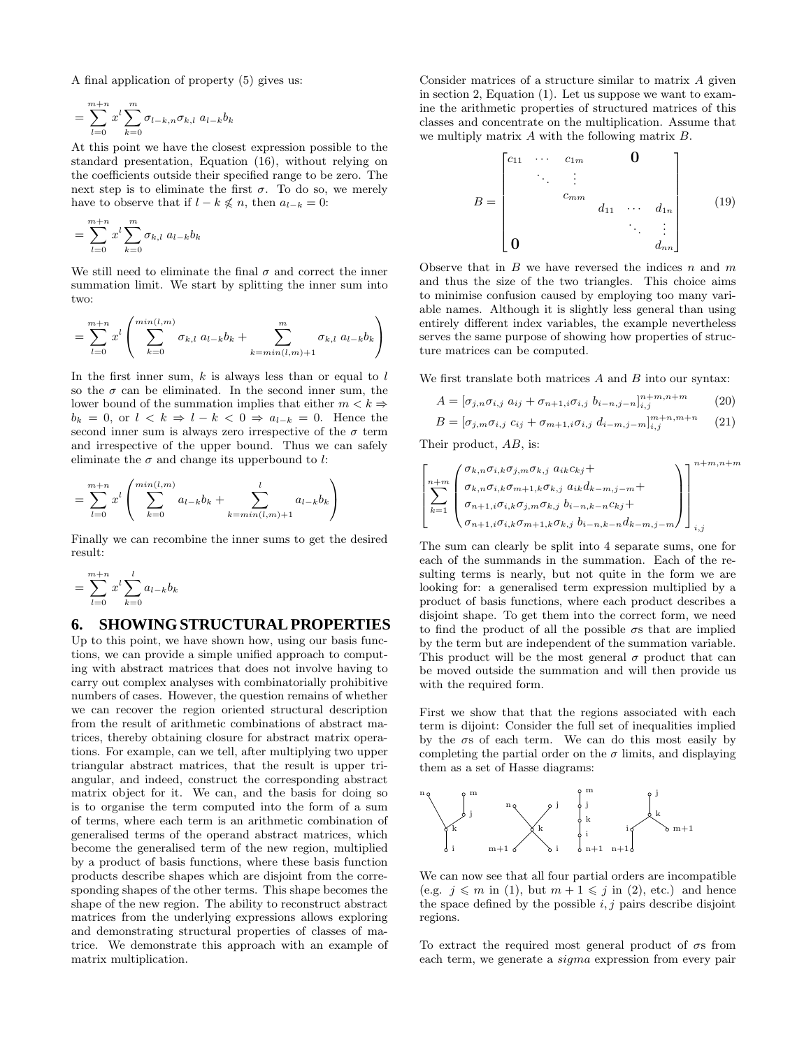A final application of property (5) gives us:

$$= \sum_{l=0}^{m+n} x^l \sum_{k=0}^{m} \sigma_{l-k,n} \sigma_{k,l} \; a_{l-k} b_k$$

At this point we have the closest expression possible to the standard presentation, Equation (16), without relying on the coefficients outside their specified range to be zero. The next step is to eliminate the first $\sigma$. To do so, we merely have to observe that if $l - k \nleqslant n$, then $a_{l-k} = 0$:

$$= \sum_{l=0}^{m+n} x^l \sum_{k=0}^{m} \sigma_{k,l} \; a_{l-k} b_k$$

We still need to eliminate the final $\sigma$ and correct the inner summation limit. We start by splitting the inner sum into two:

$$= \sum_{l=0}^{m+n} x^l \left( \sum_{k=0}^{min(l,m)} \sigma_{k,l} \; a_{l-k} b_k + \sum_{k=min(l,m)+1}^{m} \sigma_{k,l} \; a_{l-k} b_k \right)$$

In the first inner sum, $k$ is always less than or equal to $l$ so the $\sigma$ can be eliminated. In the second inner sum, the lower bound of the summation implies that either $m < k \Rightarrow b_k = 0$, or $l < k \Rightarrow l - k < 0 \Rightarrow a_{l-k} = 0$. Hence the second inner sum is always zero irrespective of the $\sigma$ term and irrespective of the upper bound. Thus we can safely eliminate the $\sigma$ and change its upperbound to $l$:

$$= \sum_{l=0}^{m+n} x^l \left( \sum_{k=0}^{min(l,m)} a_{l-k} b_k + \sum_{k=min(l,m)+1}^{l} a_{l-k} b_k \right)$$

Finally we can recombine the inner sums to get the desired result:

$$= \sum_{l=0}^{m+n} x^l \sum_{k=0}^{l} a_{l-k} b_k$$

## 6. SHOWING STRUCTURAL PROPERTIES

Up to this point, we have shown how, using our basis functions, we can provide a simple unified approach to computing with abstract matrices that does not involve having to carry out complex analyses with combinatorially prohibitive numbers of cases. However, the question remains of whether we can recover the region oriented structural description from the result of arithmetic combinations of abstract matrices, thereby obtaining closure for abstract matrix operations. For example, can we tell, after multiplying two upper triangular abstract matrices, that the result is upper triangular, and indeed, construct the corresponding abstract matrix object for it. We can, and the basis for doing so is to organise the term computed into the form of a sum of terms, where each term is an arithmetic combination of generalised terms of the operand abstract matrices, which become the generalised term of the new region, multiplied by a product of basis functions, where these basis function products describe shapes which are disjoint from the corresponding shapes of the other terms. This shape becomes the shape of the new region. The ability to reconstruct abstract matrices from the underlying expressions allows exploring and demonstrating structural properties of classes of matrice. We demonstrate this approach with an example of matrix multiplication.

Consider matrices of a structure similar to matrix $A$ given in section 2, Equation (1). Let us suppose we want to examine the arithmetic properties of structured matrices of this classes and concentrate on the multiplication. Assume that we multiply matrix $A$ with the following matrix $B$.

$$B = \begin{bmatrix} c_{11} & \cdots & c_{1m} & & & \mathbf{0} \\ & \ddots & \vdots & & & \\ & & c_{mm} & & & \\ & & & d_{11} & \cdots & d_{1n} \\ & & & & \ddots & \vdots \\ \mathbf{0} & & & & & d_{nn} \end{bmatrix} \tag{19}$$

Observe that in $B$ we have reversed the indices $n$ and $m$ and thus the size of the two triangles. This choice aims to minimise confusion caused by employing too many variable names. Although it is slightly less general than using entirely different index variables, the example nevertheless serves the same purpose of showing how properties of structure matrices can be computed.

We first translate both matrices $A$ and $B$ into our syntax:

$$A = [\sigma_{j,n}\sigma_{i,j} \; a_{ij} + \sigma_{n+1,i}\sigma_{i,j} \; b_{i-n,j-n}]_{i,j}^{n+m,n+m} \tag{20}$$

$$B = [\sigma_{j,m}\sigma_{i,j} \; c_{ij} + \sigma_{m+1,i}\sigma_{i,j} \; d_{i-m,j-m}]_{i,j}^{m+n,m+n} \tag{21}$$

Their product, $AB$, is:

$$\left[ \sum_{k=1}^{n+m} \begin{pmatrix} \sigma_{k,n}\sigma_{i,k}\sigma_{j,m}\sigma_{k,j} \; a_{ik}c_{kj} + \\ \sigma_{k,n}\sigma_{i,k}\sigma_{m+1,k}\sigma_{k,j} \; a_{ik}d_{k-m,j-m} + \\ \sigma_{n+1,i}\sigma_{i,k}\sigma_{j,m}\sigma_{k,j} \; b_{i-n,k-n}c_{kj} + \\ \sigma_{n+1,i}\sigma_{i,k}\sigma_{m+1,k}\sigma_{k,j} \; b_{i-n,k-n}d_{k-m,j-m} \end{pmatrix} \right]_{i,j}^{n+m,n+m}$$

The sum can clearly be split into 4 separate sums, one for each of the summands in the summation. Each of the resulting terms is nearly, but not quite in the form we are looking for: a generalised term expression multiplied by a product of basis functions, where each product describes a disjoint shape. To get them into the correct form, we need to find the product of all the possible $\sigma$s that are implied by the term but are independent of the summation variable. This product will be the most general $\sigma$ product that can be moved outside the summation and will then provide us with the required form.

First we show that that the regions associated with each term is dijoint: Consider the full set of inequalities implied by the $\sigma$s of each term. We can do this most easily by completing the partial order on the $\sigma$ limits, and displaying them as a set of Hasse diagrams:

We can now see that all four partial orders are incompatible (e.g. $j \leqslant m$ in (1), but $m + 1 \leqslant j$ in (2), etc.) and hence the space defined by the possible $i, j$ pairs describe disjoint regions.

To extract the required most general product of $\sigma$s from each term, we generate a *sigma* expression from every pair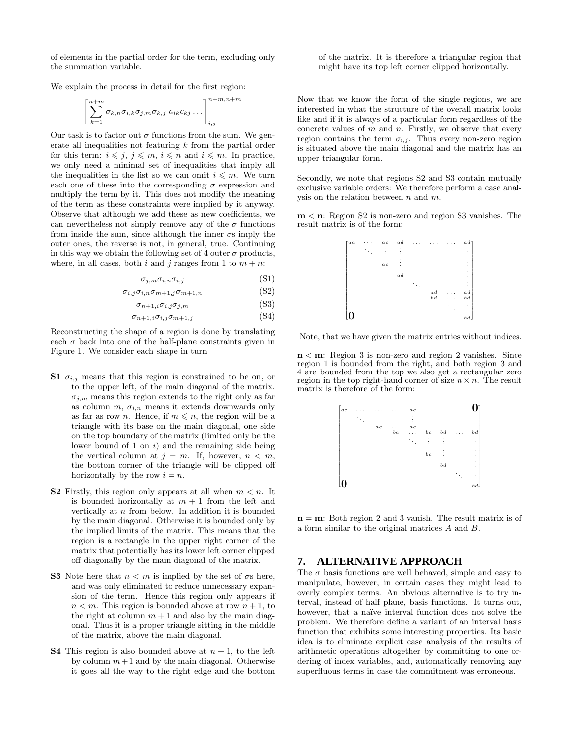of elements in the partial order for the term, excluding only the summation variable.

We explain the process in detail for the first region:

$$\left[\sum_{k=1}^{n+m} \sigma_{k,n}\sigma_{i,k}\sigma_{j,m}\sigma_{k,j}\; a_{ik}c_{kj} \ldots\right]_{i,j}^{n+m,n+m}$$

Our task is to factor out $\sigma$ functions from the sum. We generate all inequalities not featuring $k$ from the partial order for this term: $i \leqslant j$, $j \leqslant m$, $i \leqslant n$ and $i \leqslant m$. In practice, we only need a minimal set of inequalities that imply all the inequalities in the list so we can omit $i \leqslant m$. We turn each one of these into the corresponding $\sigma$ expression and multiply the term by it. This does not modify the meaning of the term as these constraints were implied by it anyway. Observe that although we add these as new coefficients, we can nevertheless not simply remove any of the $\sigma$ functions from inside the sum, since although the inner $\sigma$s imply the outer ones, the reverse is not, in general, true. Continuing in this way we obtain the following set of 4 outer $\sigma$ products, where, in all cases, both $i$ and $j$ ranges from 1 to $m+n$:

$$\sigma_{j,m}\sigma_{i,n}\sigma_{i,j} \tag{S1}$$

$$\sigma_{i,j}\sigma_{i,n}\sigma_{m+1,j}\sigma_{m+1,n} \tag{S2}$$

$$\sigma_{n+1,i}\sigma_{i,j}\sigma_{j,m} \tag{S3}$$

$$\sigma_{n+1,i}\sigma_{i,j}\sigma_{m+1,j} \tag{S4}$$

Reconstructing the shape of a region is done by translating each $\sigma$ back into one of the half-plane constraints given in Figure 1. We consider each shape in turn

- **S1** $\sigma_{i,j}$ means that this region is constrained to be on, or to the upper left, of the main diagonal of the matrix. $\sigma_{j,m}$ means this region extends to the right only as far as column $m$, $\sigma_{i,n}$ means it extends downwards only as far as row $n$. Hence, if $m \leqslant n$, the region will be a triangle with its base on the main diagonal, one side on the top boundary of the matrix (limited only be the lower bound of 1 on $i$) and the remaining side being the vertical column at $j = m$. If, however, $n < m$, the bottom corner of the triangle will be clipped off horizontally by the row $i = n$.

- **S2** Firstly, this region only appears at all when $m < n$. It is bounded horizontally at $m+1$ from the left and vertically at $n$ from below. In addition it is bounded by the main diagonal. Otherwise it is bounded only by the implied limits of the matrix. This means that the region is a rectangle in the upper right corner of the matrix that potentially has its lower left corner clipped off diagonally by the main diagonal of the matrix.

- **S3** Note here that $n < m$ is implied by the set of $\sigma$s here, and was only eliminated to reduce unnecessary expansion of the term. Hence this region only appears if $n < m$. This region is bounded above at row $n+1$, to the right at column $m+1$ and also by the main diagonal. Thus it is a proper triangle sitting in the middle of the matrix, above the main diagonal.

- **S4** This region is also bounded above at $n+1$, to the left by column $m+1$ and by the main diagonal. Otherwise it goes all the way to the right edge and the bottom of the matrix. It is therefore a triangular region that might have its top left corner clipped horizontally.

Now that we know the form of the single regions, we are interested in what the structure of the overall matrix looks like and if it is always of a particular form regardless of the concrete values of $m$ and $n$. Firstly, we observe that every region contains the term $\sigma_{i,j}$. Thus every non-zero region is situated above the main diagonal and the matrix has an upper triangular form.

Secondly, we note that regions S2 and S3 contain mutually exclusive variable orders: We therefore perform a case analysis on the relation between $n$ and $m$.

**m < n**: Region S2 is non-zero and region S3 vanishes. The result matrix is of the form:

$$\begin{bmatrix}
ac & \cdots & ac & ad & \cdots & \cdots & \cdots & ad \\
 & \ddots & \vdots & \vdots & & & & \vdots \\
 & & ac & \vdots & & & & \vdots \\
 & & & ad & & & & \vdots \\
 & & & & \ddots & & & \vdots \\
 & & & & & \begin{matrix} ad \\ bd \end{matrix} & \cdots & \begin{matrix} ad \\ bd \end{matrix} \\
 & & & & & & \ddots & \vdots \\
\mathbf{0} & & & & & & & bd
\end{bmatrix}$$

Note, that we have given the matrix entries without indices.

**n < m**: Region 3 is non-zero and region 2 vanishes. Since region 1 is bounded from the right, and both region 3 and 4 are bounded from the top we also get a rectangular zero region in the top right-hand corner of size $n \times n$. The result matrix is therefore of the form:

$$\begin{bmatrix}
ac & \cdots & \cdots & \cdots & ac & & & & \mathbf{0} \\
 & \ddots & & & \vdots & & & & \\
 & & ac & \begin{matrix} \cdots \\ bc \end{matrix} & \begin{matrix} ac \\ \cdots \end{matrix} & bc & bd & \cdots & bd \\
 & & & & \ddots & \vdots & \vdots & & \vdots \\
 & & & & & bc & \vdots & & \vdots \\
 & & & & & & bd & & \vdots \\
 & & & & & & & \ddots & \vdots \\
\mathbf{0} & & & & & & & & bd
\end{bmatrix}$$

**n = m**: Both region 2 and 3 vanish. The result matrix is of a form similar to the original matrices $A$ and $B$.

## 7. ALTERNATIVE APPROACH

The $\sigma$ basis functions are well behaved, simple and easy to manipulate, however, in certain cases they might lead to overly complex terms. An obvious alternative is to try interval, instead of half plane, basis functions. It turns out, however, that a naïve interval function does not solve the problem. We therefore define a variant of an interval basis function that exhibits some interesting properties. Its basic idea is to eliminate explicit case analysis of the results of arithmetic operations altogether by committing to one ordering of index variables, and, automatically removing any superfluous terms in case the commitment was erroneous.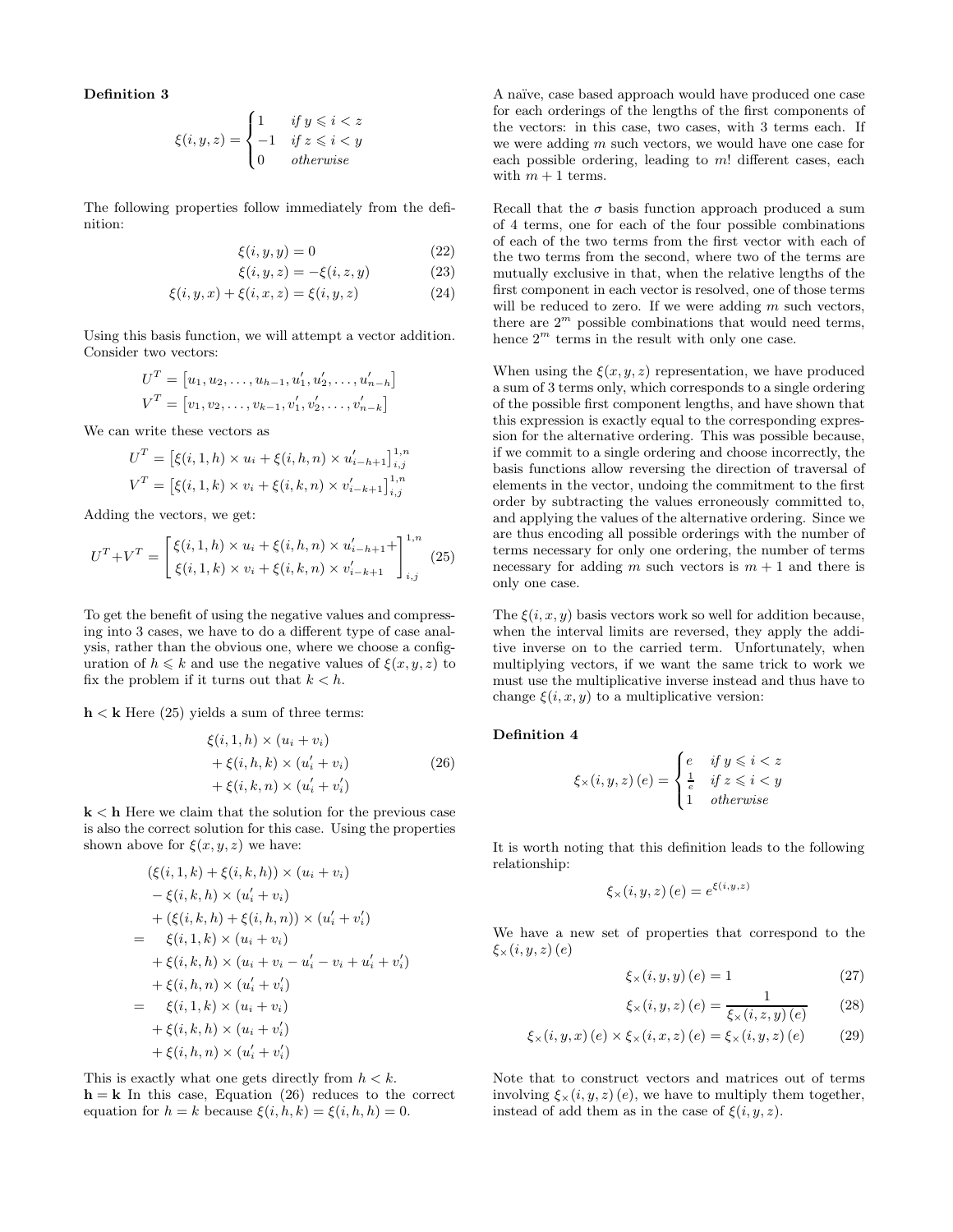**Definition 3**

$$\xi(i, y, z) = \begin{cases} 1 & \text{if } y \leqslant i < z \\ -1 & \text{if } z \leqslant i < y \\ 0 & \text{otherwise} \end{cases}$$

The following properties follow immediately from the definition:

$$\xi(i, y, y) = 0 \tag{22}$$

$$\xi(i, y, z) = -\xi(i, z, y) \tag{23}$$

$$\xi(i, y, x) + \xi(i, x, z) = \xi(i, y, z) \tag{24}$$

Using this basis function, we will attempt a vector addition. Consider two vectors:

$$U^T = \left[u_1, u_2, \ldots, u_{h-1}, u'_1, u'_2, \ldots, u'_{n-h}\right]$$
$$V^T = \left[v_1, v_2, \ldots, v_{k-1}, v'_1, v'_2, \ldots, v'_{n-k}\right]$$

We can write these vectors as

$$U^T = \left[\xi(i, 1, h) \times u_i + \xi(i, h, n) \times u'_{i-h+1}\right]^{1,n}_{i,j}$$
$$V^T = \left[\xi(i, 1, k) \times v_i + \xi(i, k, n) \times v'_{i-k+1}\right]^{1,n}_{i,j}$$

Adding the vectors, we get:

$$U^T + V^T = \begin{bmatrix} \xi(i, 1, h) \times u_i + \xi(i, h, n) \times u'_{i-h+1} + \\ \xi(i, 1, k) \times v_i + \xi(i, k, n) \times v'_{i-k+1} \end{bmatrix}^{1,n}_{i,j} \tag{25}$$

To get the benefit of using the negative values and compressing into 3 cases, we have to do a different type of case analysis, rather than the obvious one, where we choose a configuration of $h \leqslant k$ and use the negative values of $\xi(x, y, z)$ to fix the problem if it turns out that $k < h$.

**h < k** Here (25) yields a sum of three terms:

$$\begin{aligned} &\xi(i, 1, h) \times (u_i + v_i) \\ &+ \xi(i, h, k) \times (u'_i + v_i) \\ &+ \xi(i, k, n) \times (u'_i + v'_i) \end{aligned} \tag{26}$$

**k < h** Here we claim that the solution for the previous case is also the correct solution for this case. Using the properties shown above for $\xi(x, y, z)$ we have:

$$\begin{aligned} & (\xi(i, 1, k) + \xi(i, k, h)) \times (u_i + v_i) \\ & - \xi(i, k, h) \times (u'_i + v_i) \\ & + (\xi(i, k, h) + \xi(i, h, n)) \times (u'_i + v'_i) \\ = \quad & \xi(i, 1, k) \times (u_i + v_i) \\ & + \xi(i, k, h) \times (u_i + v_i - u'_i - v_i + u'_i + v'_i) \\ & + \xi(i, h, n) \times (u'_i + v'_i) \\ = \quad & \xi(i, 1, k) \times (u_i + v_i) \\ & + \xi(i, k, h) \times (u_i + v'_i) \\ & + \xi(i, h, n) \times (u'_i + v'_i) \end{aligned}$$

This is exactly what one gets directly from $h < k$.

**h = k** In this case, Equation (26) reduces to the correct equation for $h = k$ because $\xi(i, h, k) = \xi(i, h, h) = 0$.

A naïve, case based approach would have produced one case for each orderings of the lengths of the first components of the vectors: in this case, two cases, with 3 terms each. If we were adding $m$ such vectors, we would have one case for each possible ordering, leading to $m!$ different cases, each with $m + 1$ terms.

Recall that the $\sigma$ basis function approach produced a sum of 4 terms, one for each of the four possible combinations of each of the two terms from the first vector with each of the two terms from the second, where two of the terms are mutually exclusive in that, when the relative lengths of the first component in each vector is resolved, one of those terms will be reduced to zero. If we were adding $m$ such vectors, there are $2^m$ possible combinations that would need terms, hence $2^m$ terms in the result with only one case.

When using the $\xi(x, y, z)$ representation, we have produced a sum of 3 terms only, which corresponds to a single ordering of the possible first component lengths, and have shown that this expression is exactly equal to the corresponding expression for the alternative ordering. This was possible because, if we commit to a single ordering and choose incorrectly, the basis functions allow reversing the direction of traversal of elements in the vector, undoing the commitment to the first order by subtracting the values erroneously committed to, and applying the values of the alternative ordering. Since we are thus encoding all possible orderings with the number of terms necessary for only one ordering, the number of terms necessary for adding $m$ such vectors is $m + 1$ and there is only one case.

The $\xi(i, x, y)$ basis vectors work so well for addition because, when the interval limits are reversed, they apply the additive inverse on to the carried term. Unfortunately, when multiplying vectors, if we want the same trick to work we must use the multiplicative inverse instead and thus have to change $\xi(i, x, y)$ to a multiplicative version:

**Definition 4**

$$\xi_\times(i, y, z)(e) = \begin{cases} e & \text{if } y \leqslant i < z \\ \frac{1}{e} & \text{if } z \leqslant i < y \\ 1 & \text{otherwise} \end{cases}$$

It is worth noting that this definition leads to the following relationship:

$$\xi_\times(i, y, z)(e) = e^{\xi(i, y, z)}$$

We have a new set of properties that correspond to the $\xi_\times(i, y, z)(e)$

$$\xi_\times(i, y, y)(e) = 1 \tag{27}$$

$$\xi_\times(i, y, z)(e) = \frac{1}{\xi_\times(i, z, y)(e)} \tag{28}$$

$$\xi_\times(i, y, x)(e) \times \xi_\times(i, x, z)(e) = \xi_\times(i, y, z)(e) \tag{29}$$

Note that to construct vectors and matrices out of terms involving $\xi_\times(i, y, z)(e)$, we have to multiply them together, instead of add them as in the case of $\xi(i, y, z)$.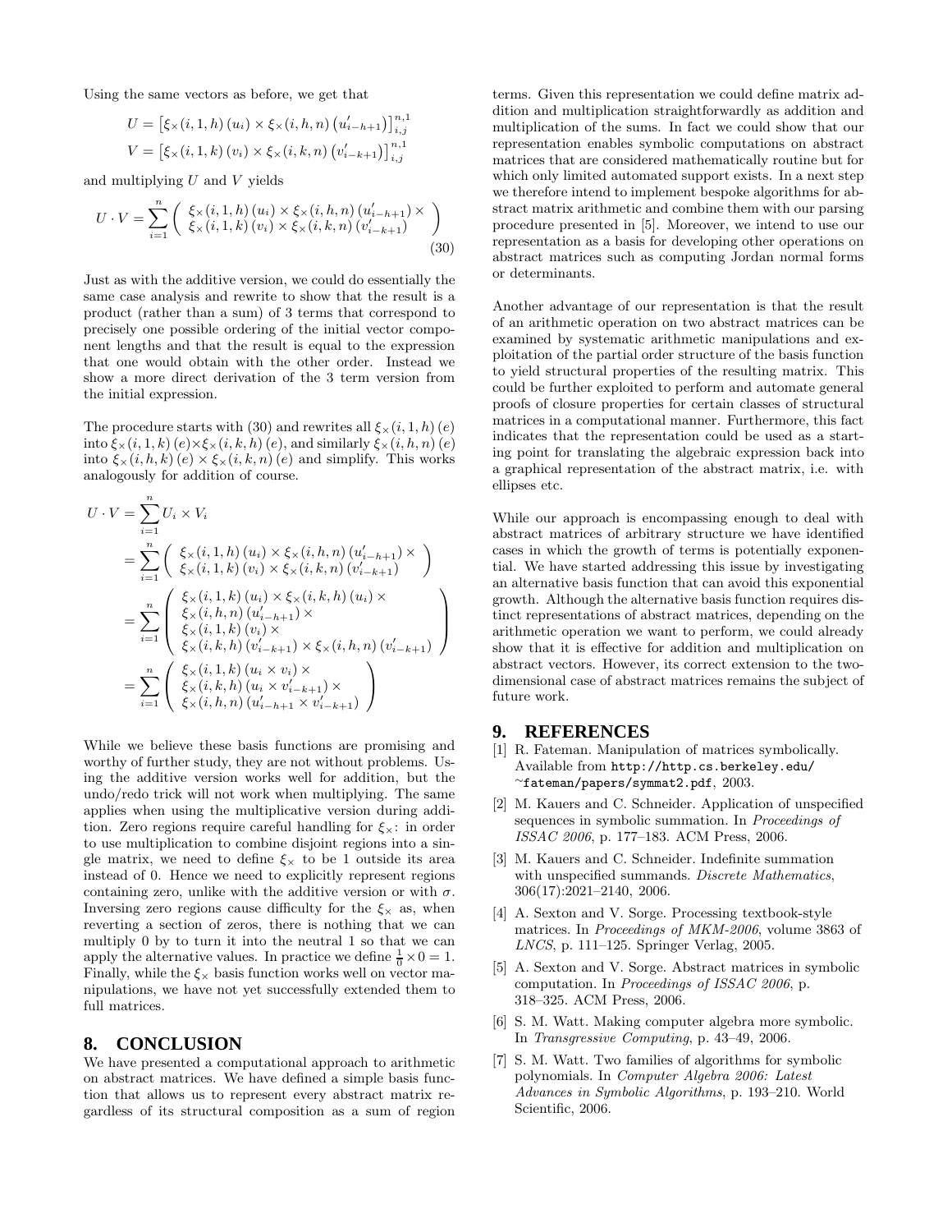Using the same vectors as before, we get that

$$U = \left[\xi_\times(i,1,h)\left(u_i\right) \times \xi_\times(i,h,n)\left(u'_{i-h+1}\right)\right]_{i,j}^{n,1}$$

$$V = \left[\xi_\times(i,1,k)\left(v_i\right) \times \xi_\times(i,k,n)\left(v'_{i-k+1}\right)\right]_{i,j}^{n,1}$$

and multiplying $U$ and $V$ yields

$$U \cdot V = \sum_{i=1}^{n} \left( \begin{array}{l} \xi_\times(i,1,h)\left(u_i\right) \times \xi_\times(i,h,n)\left(u'_{i-h+1}\right) \times \\ \xi_\times(i,1,k)\left(v_i\right) \times \xi_\times(i,k,n)\left(v'_{i-k+1}\right) \end{array} \right) \tag{30}$$

Just as with the additive version, we could do essentially the same case analysis and rewrite to show that the result is a product (rather than a sum) of 3 terms that correspond to precisely one possible ordering of the initial vector component lengths and that the result is equal to the expression that one would obtain with the other order. Instead we show a more direct derivation of the 3 term version from the initial expression.

The procedure starts with (30) and rewrites all $\xi_\times(i,1,h)(e)$ into $\xi_\times(i,1,k)(e) \times \xi_\times(i,k,h)(e)$, and similarly $\xi_\times(i,h,n)(e)$ into $\xi_\times(i,h,k)(e) \times \xi_\times(i,k,n)(e)$ and simplify. This works analogously for addition of course.

$$\begin{aligned}
U \cdot V &= \sum_{i=1}^{n} U_i \times V_i \\
&= \sum_{i=1}^{n} \left( \begin{array}{l} \xi_\times(i,1,h)\left(u_i\right) \times \xi_\times(i,h,n)\left(u'_{i-h+1}\right) \times \\ \xi_\times(i,1,k)\left(v_i\right) \times \xi_\times(i,k,n)\left(v'_{i-k+1}\right) \end{array} \right) \\
&= \sum_{i=1}^{n} \left( \begin{array}{l} \xi_\times(i,1,k)\left(u_i\right) \times \xi_\times(i,k,h)\left(u_i\right) \times \\ \xi_\times(i,h,n)\left(u'_{i-h+1}\right) \times \\ \xi_\times(i,1,k)\left(v_i\right) \times \\ \xi_\times(i,k,h)\left(v'_{i-k+1}\right) \times \xi_\times(i,h,n)\left(v'_{i-k+1}\right) \end{array} \right) \\
&= \sum_{i=1}^{n} \left( \begin{array}{l} \xi_\times(i,1,k)\left(u_i \times v_i\right) \times \\ \xi_\times(i,k,h)\left(u_i \times v'_{i-k+1}\right) \times \\ \xi_\times(i,h,n)\left(u'_{i-h+1} \times v'_{i-k+1}\right) \end{array} \right)
\end{aligned}$$

While we believe these basis functions are promising and worthy of further study, they are not without problems. Using the additive version works well for addition, but the undo/redo trick will not work when multiplying. The same applies when using the multiplicative version during addition. Zero regions require careful handling for $\xi_\times$: in order to use multiplication to combine disjoint regions into a single matrix, we need to define $\xi_\times$ to be 1 outside its area instead of 0. Hence we need to explicitly represent regions containing zero, unlike with the additive version or with $\sigma$. Inversing zero regions cause difficulty for the $\xi_\times$ as, when reverting a section of zeros, there is nothing that we can multiply 0 by to turn it into the neutral 1 so that we can apply the alternative values. In practice we define $\frac{1}{0} \times 0 = 1$. Finally, while the $\xi_\times$ basis function works well on vector manipulations, we have not yet successfully extended them to full matrices.

## 8. CONCLUSION

We have presented a computational approach to arithmetic on abstract matrices. We have defined a simple basis function that allows us to represent every abstract matrix regardless of its structural composition as a sum of region terms. Given this representation we could define matrix addition and multiplication straightforwardly as addition and multiplication of the sums. In fact we could show that our representation enables symbolic computations on abstract matrices that are considered mathematically routine but for which only limited automated support exists. In a next step we therefore intend to implement bespoke algorithms for abstract matrix arithmetic and combine them with our parsing procedure presented in [5]. Moreover, we intend to use our representation as a basis for developing other operations on abstract matrices such as computing Jordan normal forms or determinants.

Another advantage of our representation is that the result of an arithmetic operation on two abstract matrices can be examined by systematic arithmetic manipulations and exploitation of the partial order structure of the basis function to yield structural properties of the resulting matrix. This could be further exploited to perform and automate general proofs of closure properties for certain classes of structural matrices in a computational manner. Furthermore, this fact indicates that the representation could be used as a starting point for translating the algebraic expression back into a graphical representation of the abstract matrix, i.e. with ellipses etc.

While our approach is encompassing enough to deal with abstract matrices of arbitrary structure we have identified cases in which the growth of terms is potentially exponential. We have started addressing this issue by investigating an alternative basis function that can avoid this exponential growth. Although the alternative basis function requires distinct representations of abstract matrices, depending on the arithmetic operation we want to perform, we could already show that it is effective for addition and multiplication on abstract vectors. However, its correct extension to the two-dimensional case of abstract matrices remains the subject of future work.

## 9. REFERENCES

[1] R. Fateman. Manipulation of matrices symbolically. Available from `http://http.cs.berkeley.edu/~fateman/papers/symmat2.pdf`, 2003.

[2] M. Kauers and C. Schneider. Application of unspecified sequences in symbolic summation. In *Proceedings of ISSAC 2006*, p. 177–183. ACM Press, 2006.

[3] M. Kauers and C. Schneider. Indefinite summation with unspecified summands. *Discrete Mathematics*, 306(17):2021–2140, 2006.

[4] A. Sexton and V. Sorge. Processing textbook-style matrices. In *Proceedings of MKM-2006*, volume 3863 of *LNCS*, p. 111–125. Springer Verlag, 2005.

[5] A. Sexton and V. Sorge. Abstract matrices in symbolic computation. In *Proceedings of ISSAC 2006*, p. 318–325. ACM Press, 2006.

[6] S. M. Watt. Making computer algebra more symbolic. In *Transgressive Computing*, p. 43–49, 2006.

[7] S. M. Watt. Two families of algorithms for symbolic polynomials. In *Computer Algebra 2006: Latest Advances in Symbolic Algorithms*, p. 193–210. World Scientific, 2006.